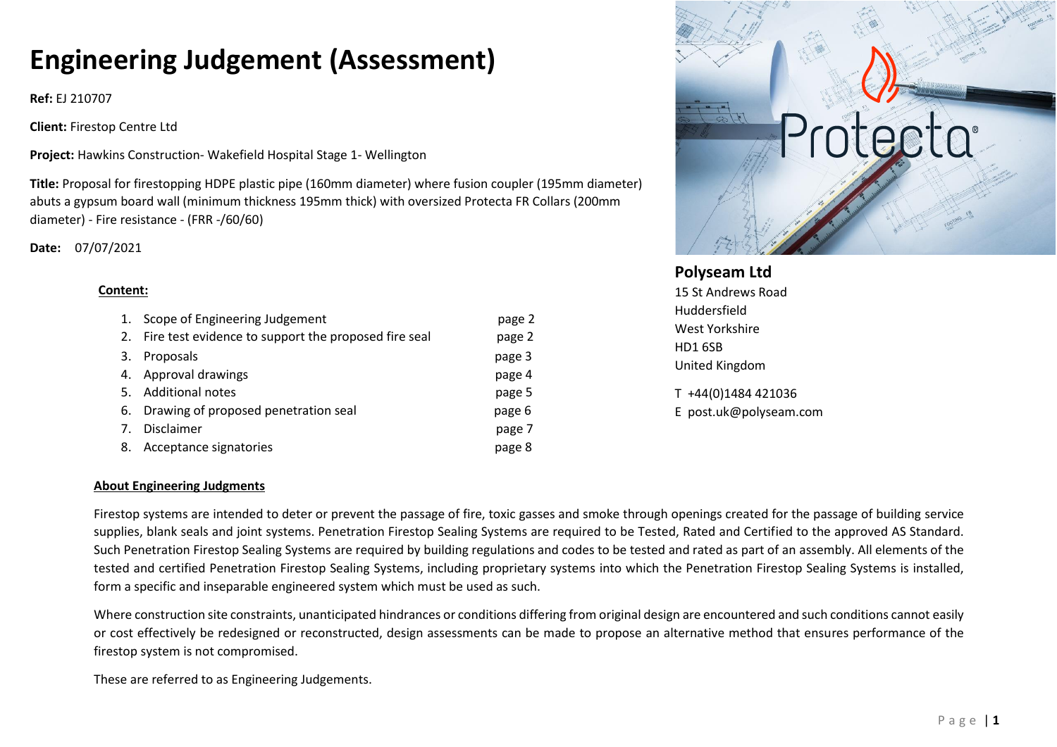# Engineering Judgement (Assessment)

**Ref:** EJ 210707

**Client:** Firestop Centre Ltd

**Project:** Hawkins Construction- Wakefield Hospital Stage 1- Wellington

**Title:** Proposal for firestopping HDPE plastic pipe (160mm diameter) where fusion coupler (195mm diameter) abuts a gypsum board wall (minimum thickness 195mm thick) with oversized Protecta FR Collars (200mm diameter) - Fire resistance - (FRR -/60/60)

**Date:** 07/07/2021

**Polyseam Ltd**
15 St Andrews Road
Huddersfield
West Yorkshire
HD1 6SB
United Kingdom

T +44(0)1484 421036
E post.uk@polyseam.com

**Content:**

1. Scope of Engineering Judgement — page 2
2. Fire test evidence to support the proposed fire seal — page 2
3. Proposals — page 3
4. Approval drawings — page 4
5. Additional notes — page 5
6. Drawing of proposed penetration seal — page 6
7. Disclaimer — page 7
8. Acceptance signatories — page 8

**About Engineering Judgments**

Firestop systems are intended to deter or prevent the passage of fire, toxic gasses and smoke through openings created for the passage of building service supplies, blank seals and joint systems. Penetration Firestop Sealing Systems are required to be Tested, Rated and Certified to the approved AS Standard. Such Penetration Firestop Sealing Systems are required by building regulations and codes to be tested and rated as part of an assembly. All elements of the tested and certified Penetration Firestop Sealing Systems, including proprietary systems into which the Penetration Firestop Sealing Systems is installed, form a specific and inseparable engineered system which must be used as such.

Where construction site constraints, unanticipated hindrances or conditions differing from original design are encountered and such conditions cannot easily or cost effectively be redesigned or reconstructed, design assessments can be made to propose an alternative method that ensures performance of the firestop system is not compromised.

These are referred to as Engineering Judgements.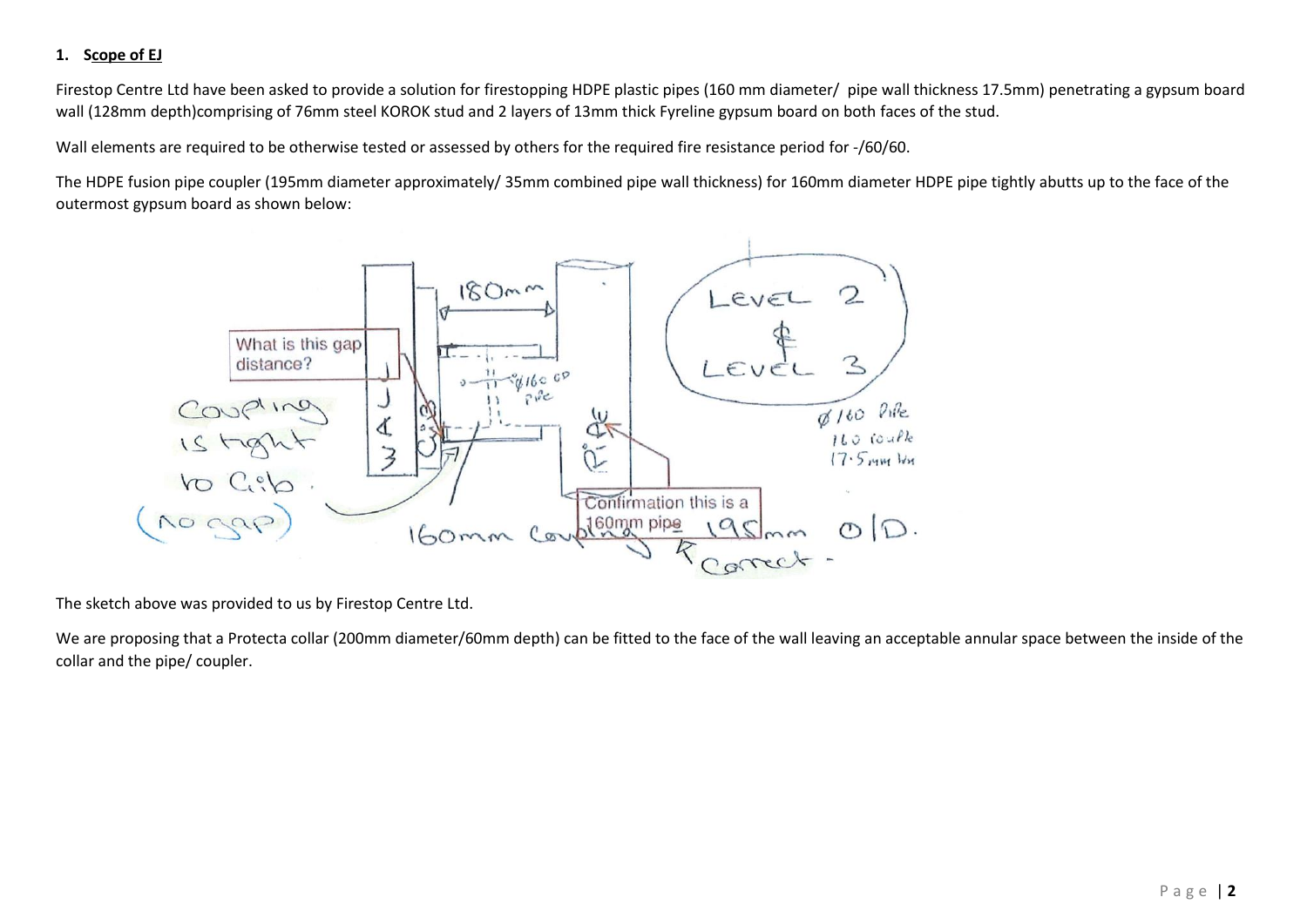## 1. Scope of EJ

Firestop Centre Ltd have been asked to provide a solution for firestopping HDPE plastic pipes (160 mm diameter/ pipe wall thickness 17.5mm) penetrating a gypsum board wall (128mm depth)comprising of 76mm steel KOROK stud and 2 layers of 13mm thick Fyreline gypsum board on both faces of the stud.

Wall elements are required to be otherwise tested or assessed by others for the required fire resistance period for -/60/60.

The HDPE fusion pipe coupler (195mm diameter approximately/ 35mm combined pipe wall thickness) for 160mm diameter HDPE pipe tightly abutts up to the face of the outermost gypsum board as shown below:

The sketch above was provided to us by Firestop Centre Ltd.

We are proposing that a Protecta collar (200mm diameter/60mm depth) can be fitted to the face of the wall leaving an acceptable annular space between the inside of the collar and the pipe/ coupler.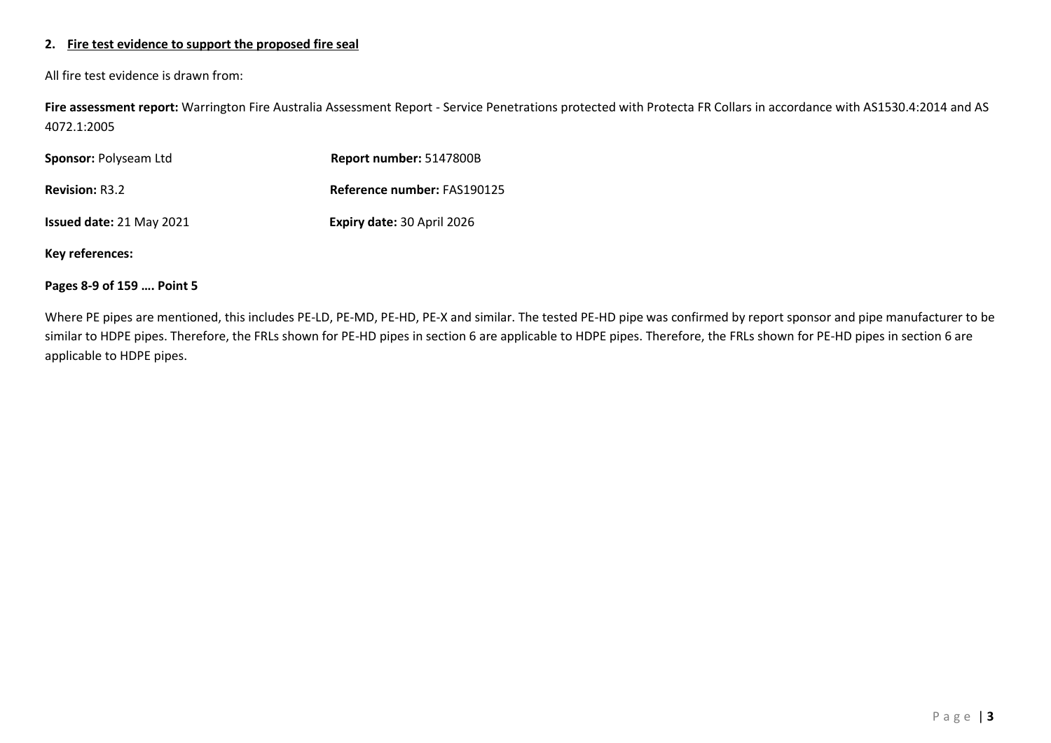## 2. Fire test evidence to support the proposed fire seal

All fire test evidence is drawn from:

**Fire assessment report:** Warrington Fire Australia Assessment Report - Service Penetrations protected with Protecta FR Collars in accordance with AS1530.4:2014 and AS 4072.1:2005

**Sponsor:** Polyseam Ltd  **Report number:** 5147800B

**Revision:** R3.2  **Reference number:** FAS190125

**Issued date:** 21 May 2021  **Expiry date:** 30 April 2026

**Key references:**

**Pages 8-9 of 159 …. Point 5**

Where PE pipes are mentioned, this includes PE-LD, PE-MD, PE-HD, PE-X and similar. The tested PE-HD pipe was confirmed by report sponsor and pipe manufacturer to be similar to HDPE pipes. Therefore, the FRLs shown for PE-HD pipes in section 6 are applicable to HDPE pipes. Therefore, the FRLs shown for PE-HD pipes in section 6 are applicable to HDPE pipes.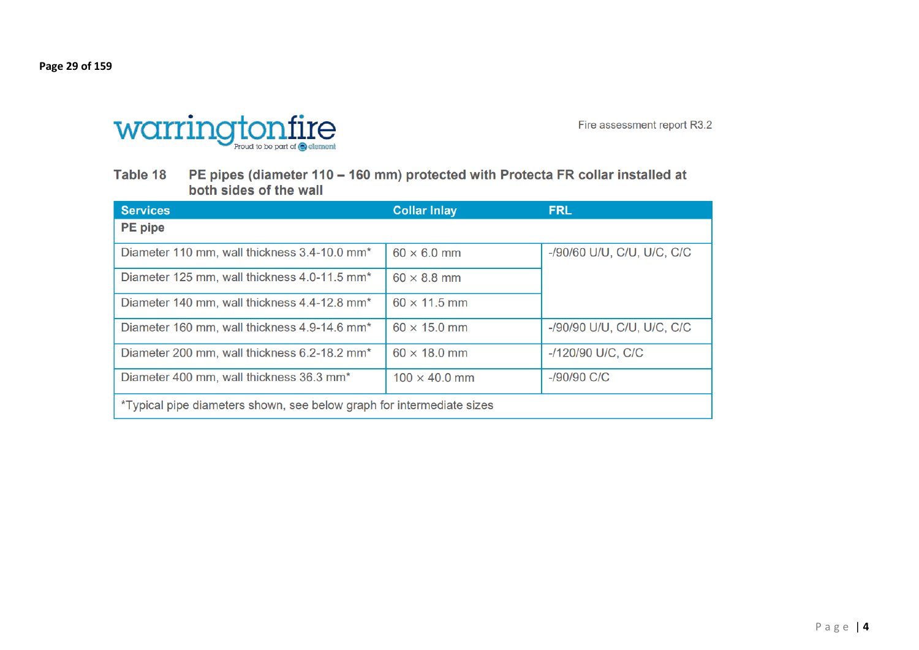Table 18 PE pipes (diameter 110 – 160 mm) protected with Protecta FR collar installed at both sides of the wall

| Services | Collar Inlay | FRL |
|---|---|---|
| **PE pipe** | | |
| Diameter 110 mm, wall thickness 3.4-10.0 mm* | 60 × 6.0 mm | -/90/60 U/U, C/U, U/C, C/C |
| Diameter 125 mm, wall thickness 4.0-11.5 mm* | 60 × 8.8 mm | |
| Diameter 140 mm, wall thickness 4.4-12.8 mm* | 60 × 11.5 mm | |
| Diameter 160 mm, wall thickness 4.9-14.6 mm* | 60 × 15.0 mm | -/90/90 U/U, C/U, U/C, C/C |
| Diameter 200 mm, wall thickness 6.2-18.2 mm* | 60 × 18.0 mm | -/120/90 U/C, C/C |
| Diameter 400 mm, wall thickness 36.3 mm* | 100 × 40.0 mm | -/90/90 C/C |
| *Typical pipe diameters shown, see below graph for intermediate sizes | | |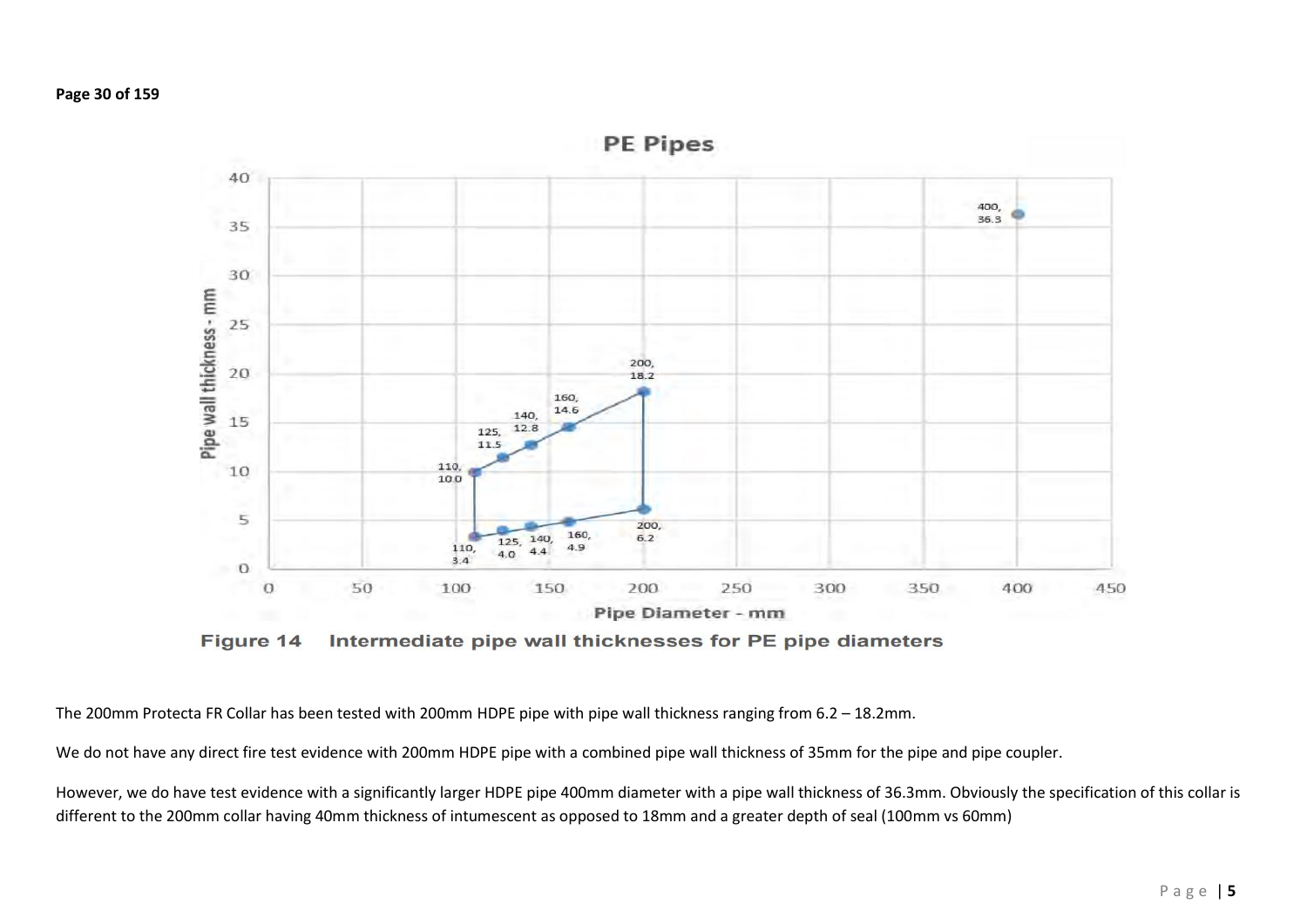**Page 30 of 159**

**Figure 14 Intermediate pipe wall thicknesses for PE pipe diameters**

The 200mm Protecta FR Collar has been tested with 200mm HDPE pipe with pipe wall thickness ranging from 6.2 – 18.2mm.

We do not have any direct fire test evidence with 200mm HDPE pipe with a combined pipe wall thickness of 35mm for the pipe and pipe coupler.

However, we do have test evidence with a significantly larger HDPE pipe 400mm diameter with a pipe wall thickness of 36.3mm. Obviously the specification of this collar is different to the 200mm collar having 40mm thickness of intumescent as opposed to 18mm and a greater depth of seal (100mm vs 60mm)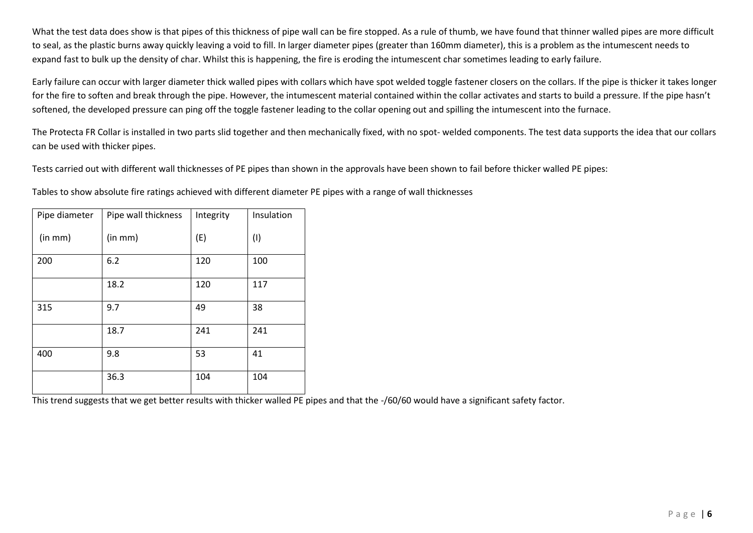What the test data does show is that pipes of this thickness of pipe wall can be fire stopped. As a rule of thumb, we have found that thinner walled pipes are more difficult to seal, as the plastic burns away quickly leaving a void to fill. In larger diameter pipes (greater than 160mm diameter), this is a problem as the intumescent needs to expand fast to bulk up the density of char. Whilst this is happening, the fire is eroding the intumescent char sometimes leading to early failure.

Early failure can occur with larger diameter thick walled pipes with collars which have spot welded toggle fastener closers on the collars. If the pipe is thicker it takes longer for the fire to soften and break through the pipe. However, the intumescent material contained within the collar activates and starts to build a pressure. If the pipe hasn't softened, the developed pressure can ping off the toggle fastener leading to the collar opening out and spilling the intumescent into the furnace.

The Protecta FR Collar is installed in two parts slid together and then mechanically fixed, with no spot- welded components. The test data supports the idea that our collars can be used with thicker pipes.

Tests carried out with different wall thicknesses of PE pipes than shown in the approvals have been shown to fail before thicker walled PE pipes:

Tables to show absolute fire ratings achieved with different diameter PE pipes with a range of wall thicknesses

| Pipe diameter (in mm) | Pipe wall thickness (in mm) | Integrity (E) | Insulation (I) |
|---|---|---|---|
| 200 | 6.2 | 120 | 100 |
| | 18.2 | 120 | 117 |
| 315 | 9.7 | 49 | 38 |
| | 18.7 | 241 | 241 |
| 400 | 9.8 | 53 | 41 |
| | 36.3 | 104 | 104 |

This trend suggests that we get better results with thicker walled PE pipes and that the -/60/60 would have a significant safety factor.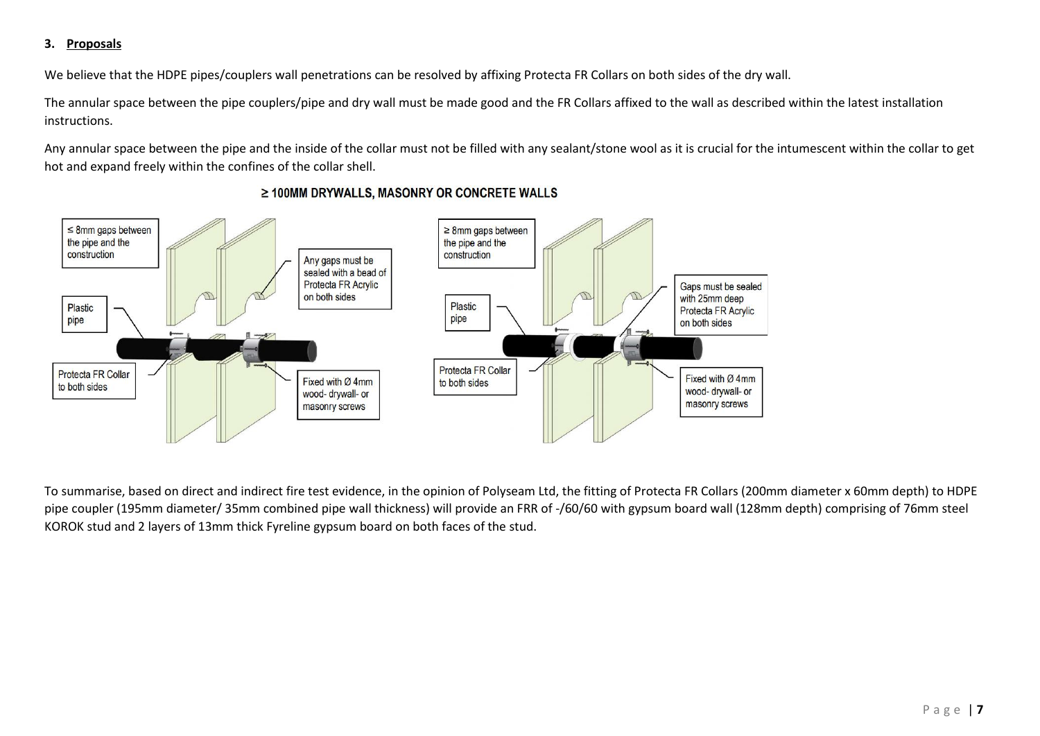### 3. **Proposals**

We believe that the HDPE pipes/couplers wall penetrations can be resolved by affixing Protecta FR Collars on both sides of the dry wall.

The annular space between the pipe couplers/pipe and dry wall must be made good and the FR Collars affixed to the wall as described within the latest installation instructions.

Any annular space between the pipe and the inside of the collar must not be filled with any sealant/stone wool as it is crucial for the intumescent within the collar to get hot and expand freely within the confines of the collar shell.

**≥ 100MM DRYWALLS, MASONRY OR CONCRETE WALLS**

≤ 8mm gaps between the pipe and the construction

Plastic pipe

Protecta FR Collar to both sides

Any gaps must be sealed with a bead of Protecta FR Acrylic on both sides

Fixed with Ø 4mm wood- drywall- or masonry screws

≥ 8mm gaps between the pipe and the construction

Plastic pipe

Protecta FR Collar to both sides

Gaps must be sealed with 25mm deep Protecta FR Acrylic on both sides

Fixed with Ø 4mm wood- drywall- or masonry screws

To summarise, based on direct and indirect fire test evidence, in the opinion of Polyseam Ltd, the fitting of Protecta FR Collars (200mm diameter x 60mm depth) to HDPE pipe coupler (195mm diameter/ 35mm combined pipe wall thickness) will provide an FRR of -/60/60 with gypsum board wall (128mm depth) comprising of 76mm steel KOROK stud and 2 layers of 13mm thick Fyreline gypsum board on both faces of the stud.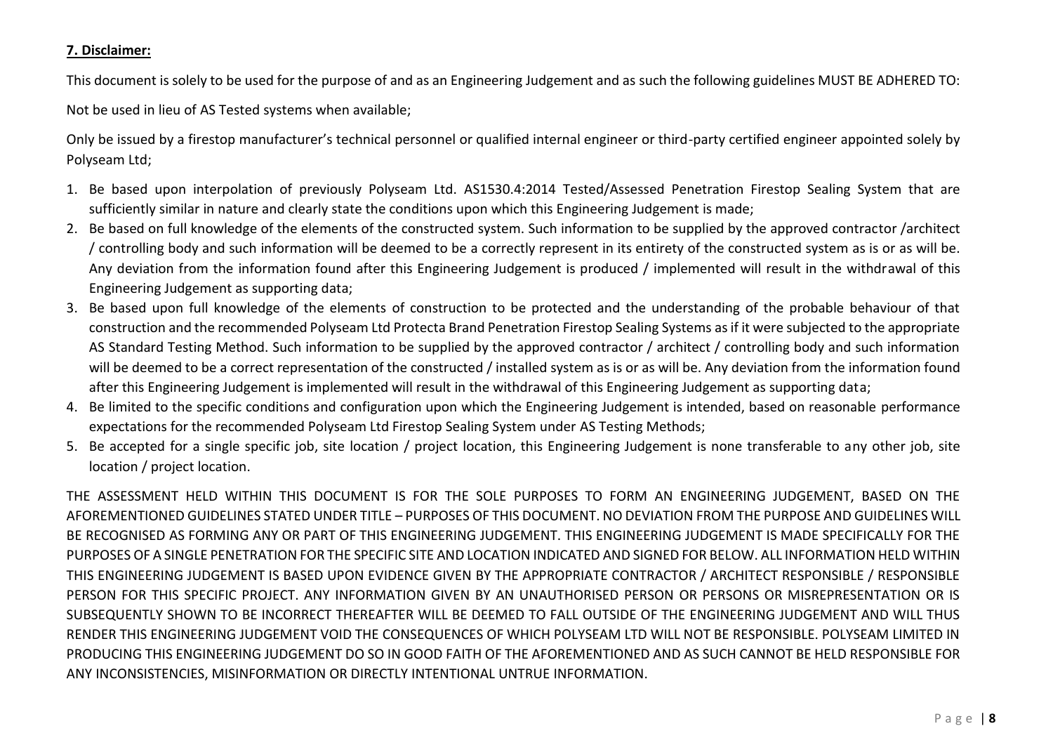**7. Disclaimer:**

This document is solely to be used for the purpose of and as an Engineering Judgement and as such the following guidelines MUST BE ADHERED TO:

Not be used in lieu of AS Tested systems when available;

Only be issued by a firestop manufacturer's technical personnel or qualified internal engineer or third-party certified engineer appointed solely by Polyseam Ltd;

1. Be based upon interpolation of previously Polyseam Ltd. AS1530.4:2014 Tested/Assessed Penetration Firestop Sealing System that are sufficiently similar in nature and clearly state the conditions upon which this Engineering Judgement is made;
2. Be based on full knowledge of the elements of the constructed system. Such information to be supplied by the approved contractor /architect / controlling body and such information will be deemed to be a correctly represent in its entirety of the constructed system as is or as will be. Any deviation from the information found after this Engineering Judgement is produced / implemented will result in the withdrawal of this Engineering Judgement as supporting data;
3. Be based upon full knowledge of the elements of construction to be protected and the understanding of the probable behaviour of that construction and the recommended Polyseam Ltd Protecta Brand Penetration Firestop Sealing Systems as if it were subjected to the appropriate AS Standard Testing Method. Such information to be supplied by the approved contractor / architect / controlling body and such information will be deemed to be a correct representation of the constructed / installed system as is or as will be. Any deviation from the information found after this Engineering Judgement is implemented will result in the withdrawal of this Engineering Judgement as supporting data;
4. Be limited to the specific conditions and configuration upon which the Engineering Judgement is intended, based on reasonable performance expectations for the recommended Polyseam Ltd Firestop Sealing System under AS Testing Methods;
5. Be accepted for a single specific job, site location / project location, this Engineering Judgement is none transferable to any other job, site location / project location.

THE ASSESSMENT HELD WITHIN THIS DOCUMENT IS FOR THE SOLE PURPOSES TO FORM AN ENGINEERING JUDGEMENT, BASED ON THE AFOREMENTIONED GUIDELINES STATED UNDER TITLE – PURPOSES OF THIS DOCUMENT. NO DEVIATION FROM THE PURPOSE AND GUIDELINES WILL BE RECOGNISED AS FORMING ANY OR PART OF THIS ENGINEERING JUDGEMENT. THIS ENGINEERING JUDGEMENT IS MADE SPECIFICALLY FOR THE PURPOSES OF A SINGLE PENETRATION FOR THE SPECIFIC SITE AND LOCATION INDICATED AND SIGNED FOR BELOW. ALL INFORMATION HELD WITHIN THIS ENGINEERING JUDGEMENT IS BASED UPON EVIDENCE GIVEN BY THE APPROPRIATE CONTRACTOR / ARCHITECT RESPONSIBLE / RESPONSIBLE PERSON FOR THIS SPECIFIC PROJECT. ANY INFORMATION GIVEN BY AN UNAUTHORISED PERSON OR PERSONS OR MISREPRESENTATION OR IS SUBSEQUENTLY SHOWN TO BE INCORRECT THEREAFTER WILL BE DEEMED TO FALL OUTSIDE OF THE ENGINEERING JUDGEMENT AND WILL THUS RENDER THIS ENGINEERING JUDGEMENT VOID THE CONSEQUENCES OF WHICH POLYSEAM LTD WILL NOT BE RESPONSIBLE. POLYSEAM LIMITED IN PRODUCING THIS ENGINEERING JUDGEMENT DO SO IN GOOD FAITH OF THE AFOREMENTIONED AND AS SUCH CANNOT BE HELD RESPONSIBLE FOR ANY INCONSISTENCIES, MISINFORMATION OR DIRECTLY INTENTIONAL UNTRUE INFORMATION.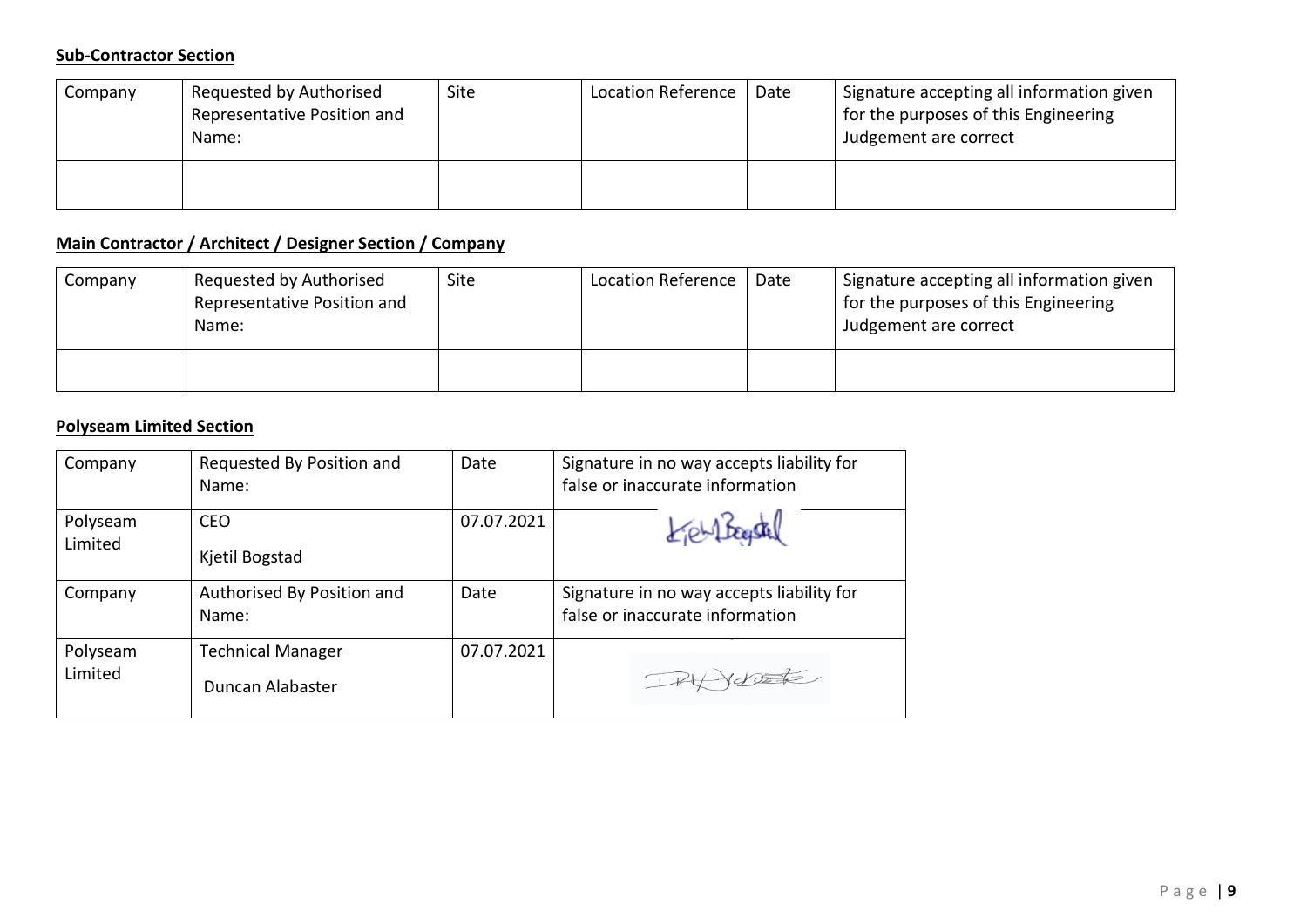**Sub-Contractor Section**

| Company | Requested by Authorised Representative Position and Name: | Site | Location Reference | Date | Signature accepting all information given for the purposes of this Engineering Judgement are correct |
|---|---|---|---|---|---|
| | | | | | |

**Main Contractor / Architect / Designer Section / Company**

| Company | Requested by Authorised Representative Position and Name: | Site | Location Reference | Date | Signature accepting all information given for the purposes of this Engineering Judgement are correct |
|---|---|---|---|---|---|
| | | | | | |

**Polyseam Limited Section**

| Company | Requested By Position and Name: | Date | Signature in no way accepts liability for false or inaccurate information |
|---|---|---|---|
| Polyseam Limited | CEO<br>Kjetil Bogstad | 07.07.2021 | Kjetil Bogstad |
| Company | Authorised By Position and Name: | Date | Signature in no way accepts liability for false or inaccurate information |
| Polyseam Limited | Technical Manager<br>Duncan Alabaster | 07.07.2021 | |